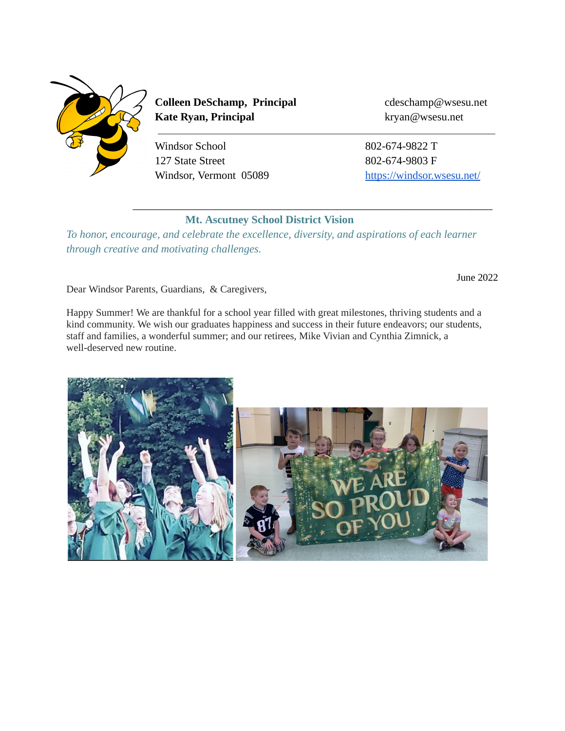**Colleen DeSchamp, Principal** cdeschamp@wsesu.net
**Kate Ryan, Principal** kryan@wsesu.net

Windsor School
127 State Street
Windsor, Vermont 05089

802-674-9822 T
802-674-9803 F
https://windsor.wsesu.net/

---

### Mt. Ascutney School District Vision

*To honor, encourage, and celebrate the excellence, diversity, and aspirations of each learner through creative and motivating challenges.*

June 2022

Dear Windsor Parents, Guardians, & Caregivers,

Happy Summer! We are thankful for a school year filled with great milestones, thriving students and a kind community. We wish our graduates happiness and success in their future endeavors; our students, staff and families, a wonderful summer; and our retirees, Mike Vivian and Cynthia Zimnick, a well-deserved new routine.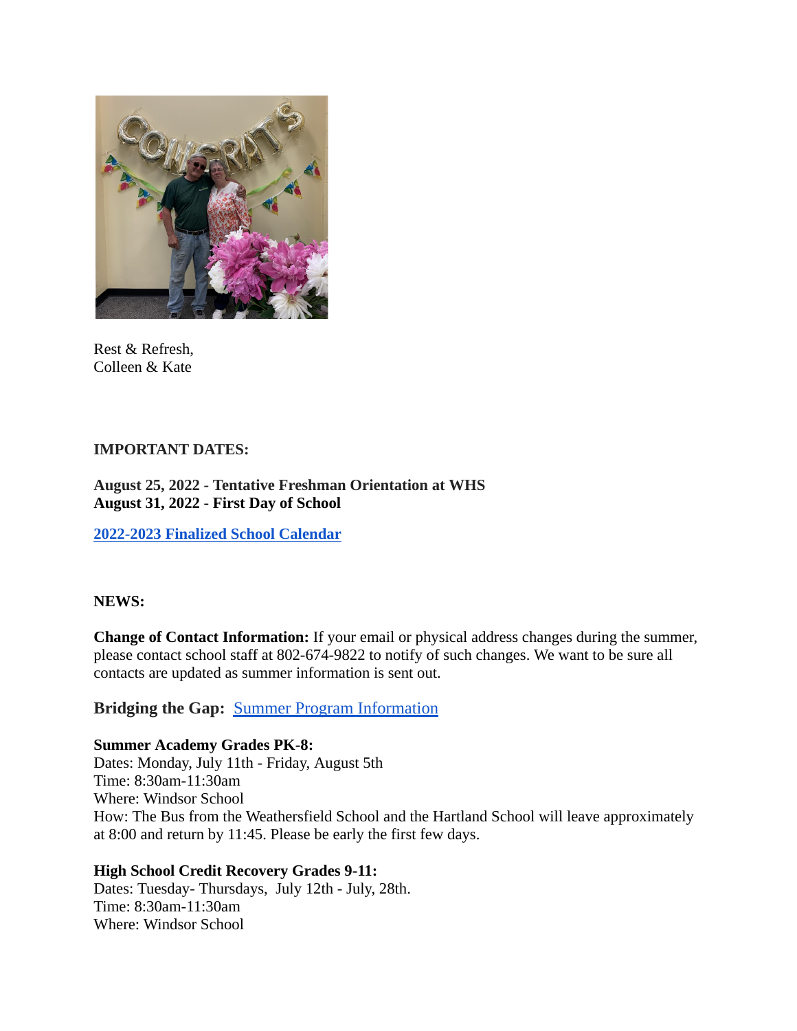Rest & Refresh,
Colleen & Kate

**IMPORTANT DATES:**

**August 25, 2022 - Tentative Freshman Orientation at WHS**
**August 31, 2022 - First Day of School**

**[2022-2023 Finalized School Calendar]**

**NEWS:**

**Change of Contact Information:** If your email or physical address changes during the summer, please contact school staff at 802-674-9822 to notify of such changes. We want to be sure all contacts are updated as summer information is sent out.

**Bridging the Gap:** Summer Program Information

**Summer Academy Grades PK-8:**
Dates: Monday, July 11th - Friday, August 5th
Time: 8:30am-11:30am
Where: Windsor School
How: The Bus from the Weathersfield School and the Hartland School will leave approximately at 8:00 and return by 11:45. Please be early the first few days.

**High School Credit Recovery Grades 9-11:**
Dates: Tuesday- Thursdays, July 12th - July, 28th.
Time: 8:30am-11:30am
Where: Windsor School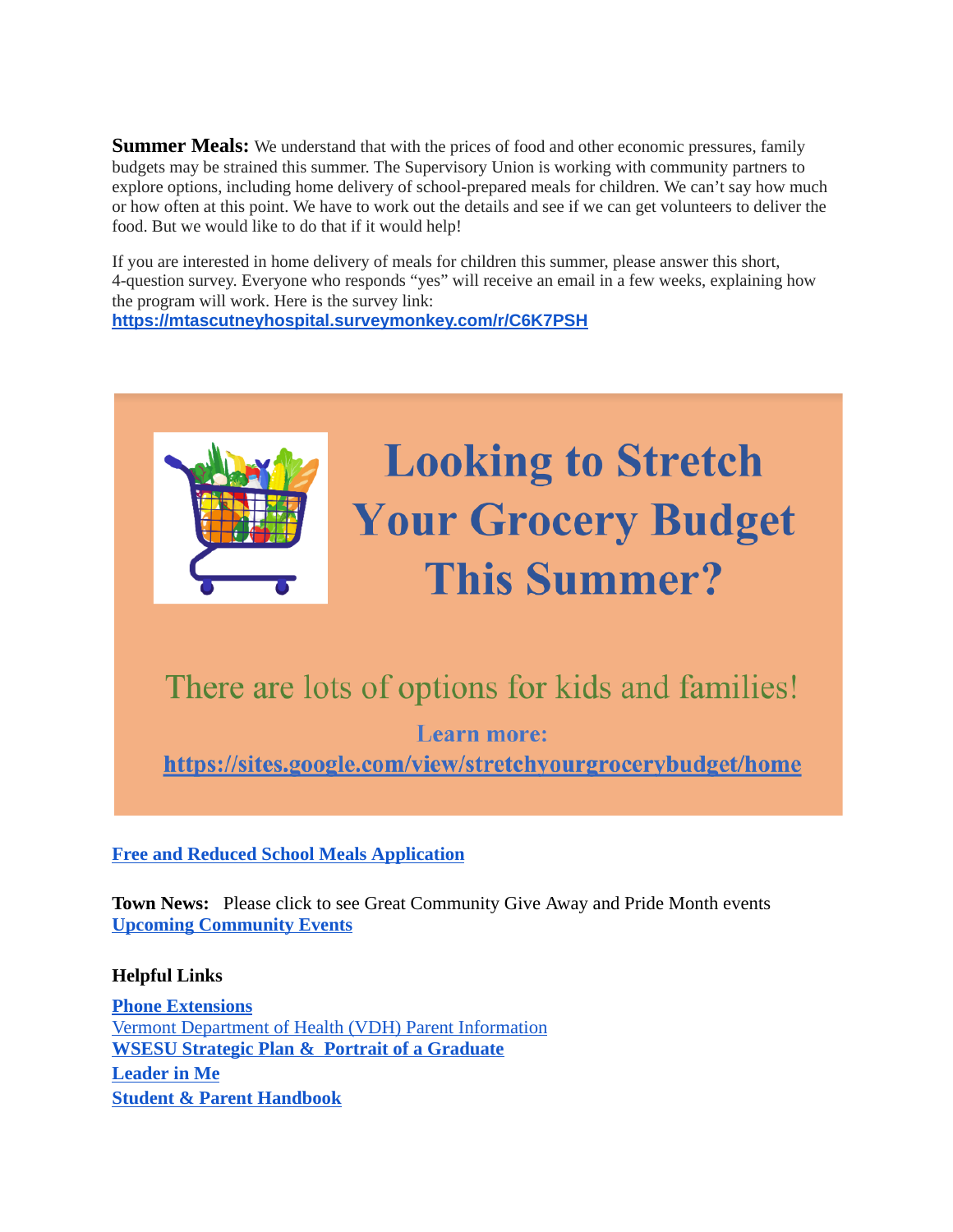**Summer Meals:** We understand that with the prices of food and other economic pressures, family budgets may be strained this summer. The Supervisory Union is working with community partners to explore options, including home delivery of school-prepared meals for children. We can't say how much or how often at this point. We have to work out the details and see if we can get volunteers to deliver the food. But we would like to do that if it would help!

If you are interested in home delivery of meals for children this summer, please answer this short, 4-question survey. Everyone who responds "yes" will receive an email in a few weeks, explaining how the program will work. Here is the survey link:
**https://mtascutneyhospital.surveymonkey.com/r/C6K7PSH**

# Looking to Stretch Your Grocery Budget This Summer?

There are lots of options for kids and families!

**Learn more:**
**https://sites.google.com/view/stretchyourgrocerybudget/home**

**Free and Reduced School Meals Application**

**Town News:** Please click to see Great Community Give Away and Pride Month events
**Upcoming Community Events**

**Helpful Links**

**Phone Extensions**
Vermont Department of Health (VDH) Parent Information
**WSESU Strategic Plan & Portrait of a Graduate**
**Leader in Me**
**Student & Parent Handbook**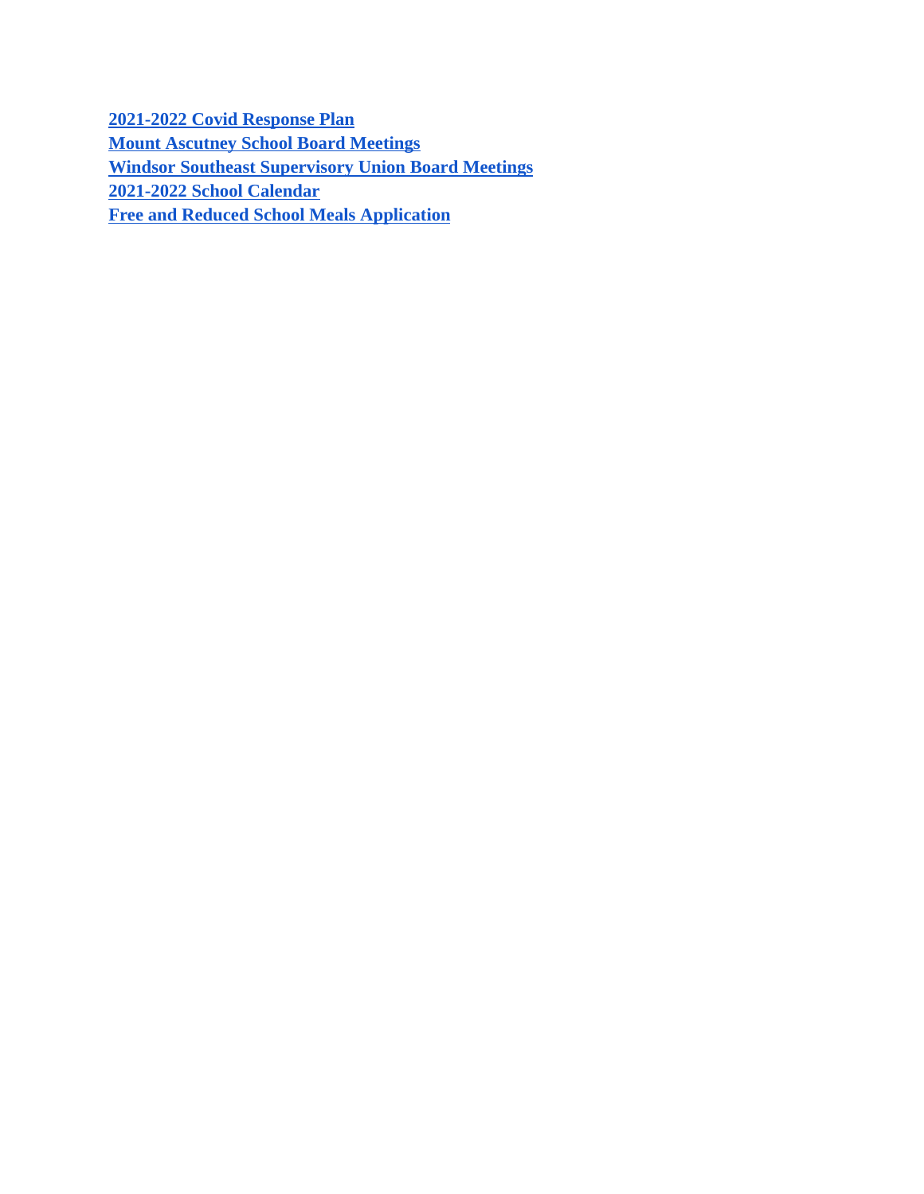**2021-2022 Covid Response Plan**
**Mount Ascutney School Board Meetings**
**Windsor Southeast Supervisory Union Board Meetings**
**2021-2022 School Calendar**
**Free and Reduced School Meals Application**